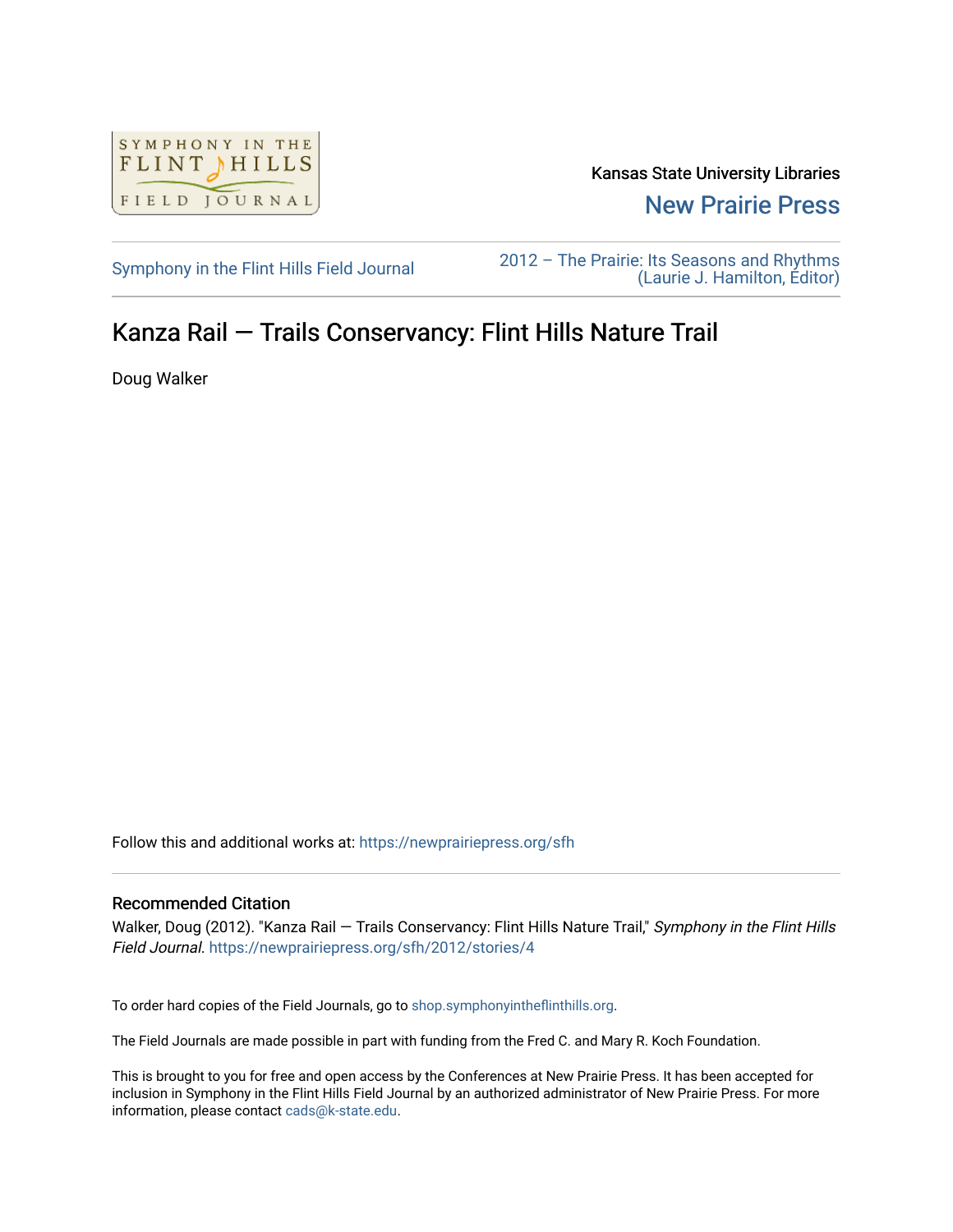Kansas State University Libraries

New Prairie Press

Symphony in the Flint Hills Field Journal

2012 – The Prairie: Its Seasons and Rhythms (Laurie J. Hamilton, Editor)

# Kanza Rail — Trails Conservancy: Flint Hills Nature Trail

Doug Walker

Follow this and additional works at: https://newprairiepress.org/sfh

## Recommended Citation

Walker, Doug (2012). "Kanza Rail — Trails Conservancy: Flint Hills Nature Trail," *Symphony in the Flint Hills Field Journal*. https://newprairiepress.org/sfh/2012/stories/4

To order hard copies of the Field Journals, go to shop.symphonyintheflinthills.org.

The Field Journals are made possible in part with funding from the Fred C. and Mary R. Koch Foundation.

This is brought to you for free and open access by the Conferences at New Prairie Press. It has been accepted for inclusion in Symphony in the Flint Hills Field Journal by an authorized administrator of New Prairie Press. For more information, please contact cads@k-state.edu.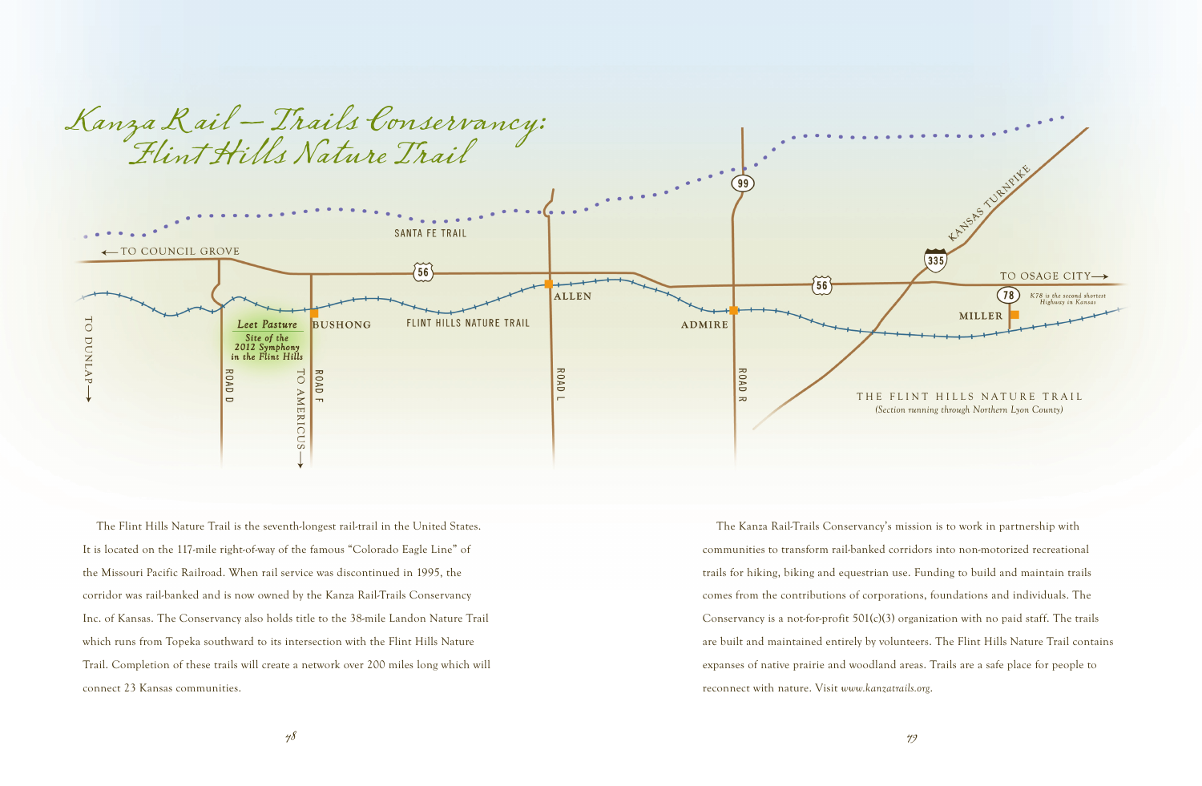# Kanza Rail – Trails Conservancy: Flint Hills Nature Trail

SANTA FE TRAIL

← TO COUNCIL GROVE

56

99

KANSAS TURNPIKE

335

TO OSAGE CITY →

78

K78 is the second shortest Highway in Kansas

TO DUNLAP →

Leet Pasture

Site of the 2012 Symphony in the Flint Hills

BUSHONG

FLINT HILLS NATURE TRAIL

ALLEN

ADMIRE

MILLER

ROAD D

TO AMERICUS →

ROAD F

ROAD L

ROAD R

THE FLINT HILLS NATURE TRAIL

*(Section running through Northern Lyon County)*

The Flint Hills Nature Trail is the seventh-longest rail-trail in the United States. It is located on the 117-mile right-of-way of the famous "Colorado Eagle Line" of the Missouri Pacific Railroad. When rail service was discontinued in 1995, the corridor was rail-banked and is now owned by the Kanza Rail-Trails Conservancy Inc. of Kansas. The Conservancy also holds title to the 38-mile Landon Nature Trail which runs from Topeka southward to its intersection with the Flint Hills Nature Trail. Completion of these trails will create a network over 200 miles long which will connect 23 Kansas communities.

The Kanza Rail-Trails Conservancy's mission is to work in partnership with communities to transform rail-banked corridors into non-motorized recreational trails for hiking, biking and equestrian use. Funding to build and maintain trails comes from the contributions of corporations, foundations and individuals. The Conservancy is a not-for-profit 501(c)(3) organization with no paid staff. The trails are built and maintained entirely by volunteers. The Flint Hills Nature Trail contains expanses of native prairie and woodland areas. Trails are a safe place for people to reconnect with nature. Visit *www.kanzatrails.org*.